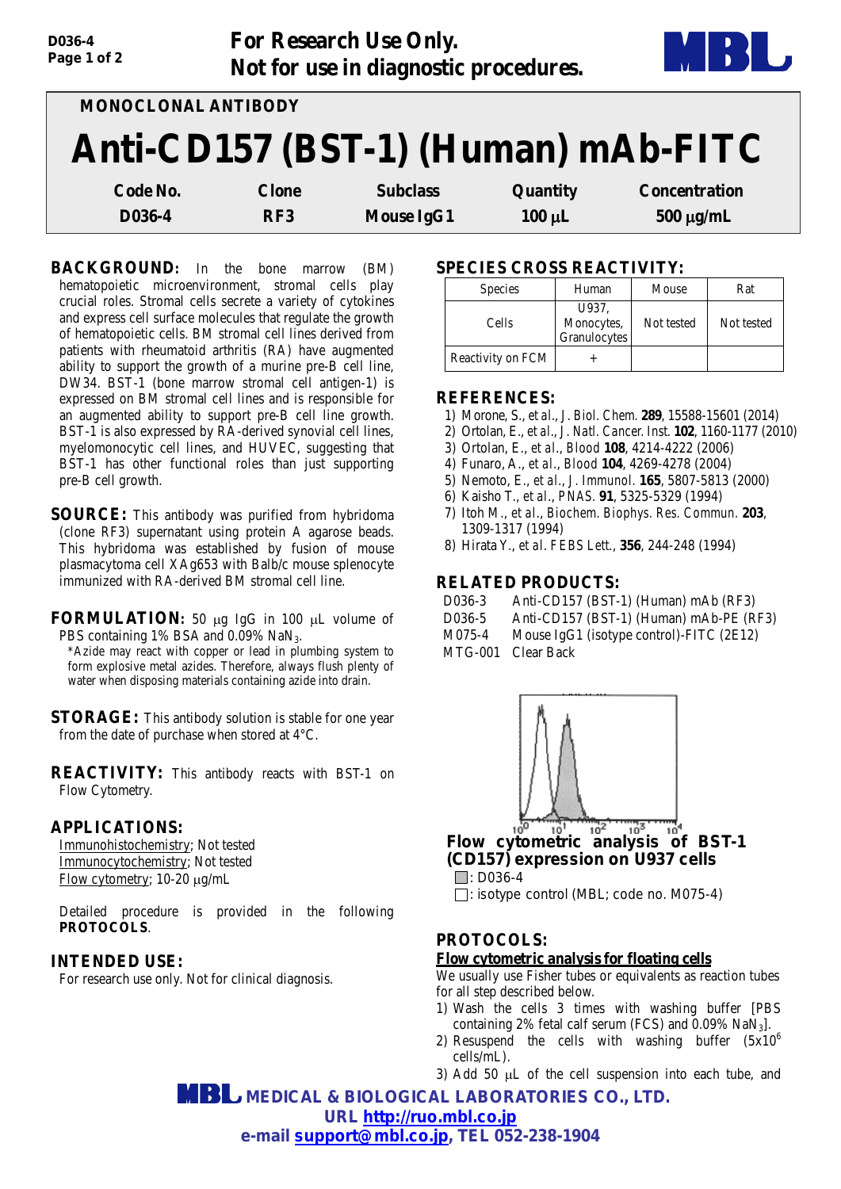For Research Use Only.
Not for use in diagnostic procedures.

MONOCLONAL ANTIBODY

# Anti-CD157 (BST-1) (Human) mAb-FITC

| Code No. | Clone | Subclass | Quantity | Concentration |
|---|---|---|---|---|
| D036-4 | RF3 | Mouse IgG1 | 100 μL | 500 μg/mL |

**BACKGROUND:** In the bone marrow (BM) hematopoietic microenvironment, stromal cells play crucial roles. Stromal cells secrete a variety of cytokines and express cell surface molecules that regulate the growth of hematopoietic cells. BM stromal cell lines derived from patients with rheumatoid arthritis (RA) have augmented ability to support the growth of a murine pre-B cell line, DW34. BST-1 (bone marrow stromal cell antigen-1) is expressed on BM stromal cell lines and is responsible for an augmented ability to support pre-B cell line growth. BST-1 is also expressed by RA-derived synovial cell lines, myelomonocytic cell lines, and HUVEC, suggesting that BST-1 has other functional roles than just supporting pre-B cell growth.

**SOURCE:** This antibody was purified from hybridoma (clone RF3) supernatant using protein A agarose beads. This hybridoma was established by fusion of mouse plasmacytoma cell XAg653 with Balb/c mouse splenocyte immunized with RA-derived BM stromal cell line.

**FORMULATION:** 50 μg IgG in 100 μL volume of PBS containing 1% BSA and 0.09% $NaN_3$.

*Azide may react with copper or lead in plumbing system to form explosive metal azides. Therefore, always flush plenty of water when disposing materials containing azide into drain.

**STORAGE:** This antibody solution is stable for one year from the date of purchase when stored at 4°C.

**REACTIVITY:** This antibody reacts with BST-1 on Flow Cytometry.

**APPLICATIONS:**

Immunohistochemistry; Not tested
Immunocytochemistry; Not tested
Flow cytometry; 10-20 μg/mL

Detailed procedure is provided in the following **PROTOCOLS**.

**INTENDED USE:**

For research use only. Not for clinical diagnosis.

**SPECIES CROSS REACTIVITY:**

| Species | Human | Mouse | Rat |
|---|---|---|---|
| Cells | U937, Monocytes, Granulocytes | Not tested | Not tested |
| Reactivity on FCM | + | | |

**REFERENCES:**

1) Morone, S., *et al*., *J. Biol. Chem.* **289**, 15588-15601 (2014)
2) Ortolan, E., *et al*., *J. Natl. Cancer. Inst.* **102**, 1160-1177 (2010)
3) Ortolan, E., *et al*., *Blood* **108**, 4214-4222 (2006)
4) Funaro, A., *et al*., *Blood* **104**, 4269-4278 (2004)
5) Nemoto, E., *et al*., *J. Immunol.* **165**, 5807-5813 (2000)
6) Kaisho T., *et al*., *PNAS.* **91**, 5325-5329 (1994)
7) Itoh M., *et al*., *Biochem. Biophys. Res. Commun.* **203**, 1309-1317 (1994)
8) Hirata Y., *et al. FEBS Lett.*, **356**, 244-248 (1994)

**RELATED PRODUCTS:**

D036-3 Anti-CD157 (BST-1) (Human) mAb (RF3)
D036-5 Anti-CD157 (BST-1) (Human) mAb-PE (RF3)
M075-4 Mouse IgG1 (isotype control)-FITC (2E12)
MTG-001 Clear Back

**Flow cytometric analysis of BST-1 (CD157) expression on U937 cells**

■: D036-4
□: isotype control (MBL; code no. M075-4)

**PROTOCOLS:**

**Flow cytometric analysis for floating cells**

We usually use Fisher tubes or equivalents as reaction tubes for all step described below.

1) Wash the cells 3 times with washing buffer [PBS containing 2% fetal calf serum (FCS) and 0.09% $NaN_3$].
2) Resuspend the cells with washing buffer ($5 \times 10^6$ cells/mL).
3) Add 50 μL of the cell suspension into each tube, and

MEDICAL & BIOLOGICAL LABORATORIES CO., LTD.
URL http://ruo.mbl.co.jp
e-mail support@mbl.co.jp, TEL 052-238-1904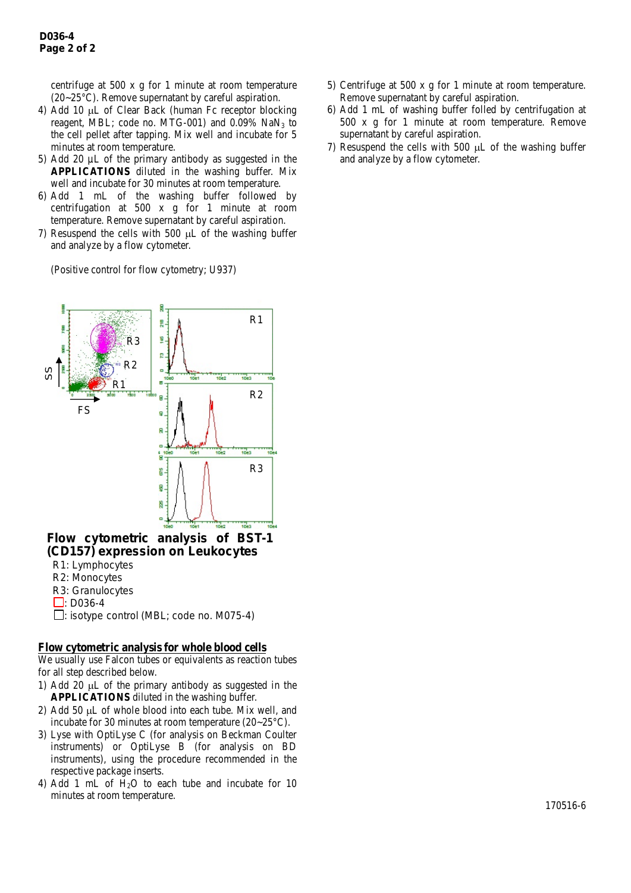centrifuge at 500 x g for 1 minute at room temperature (20~25°C). Remove supernatant by careful aspiration.

4) Add 10 μL of Clear Back (human Fc receptor blocking reagent, MBL; code no. MTG-001) and 0.09% $NaN_3$ to the cell pellet after tapping. Mix well and incubate for 5 minutes at room temperature.
5) Add 20 μL of the primary antibody as suggested in the **APPLICATIONS** diluted in the washing buffer. Mix well and incubate for 30 minutes at room temperature.
6) Add 1 mL of the washing buffer followed by centrifugation at 500 x g for 1 minute at room temperature. Remove supernatant by careful aspiration.
7) Resuspend the cells with 500 μL of the washing buffer and analyze by a flow cytometer.

(Positive control for flow cytometry; U937)

SS
FS
R1
R2
R3

**Flow cytometric analysis of BST-1 (CD157) expression on Leukocytes**

R1: Lymphocytes
R2: Monocytes
R3: Granulocytes
□: D036-4
□: isotype control (MBL; code no. M075-4)

**Flow cytometric analysis for whole blood cells**

We usually use Falcon tubes or equivalents as reaction tubes for all step described below.

1) Add 20 μL of the primary antibody as suggested in the **APPLICATIONS** diluted in the washing buffer.
2) Add 50 μL of whole blood into each tube. Mix well, and incubate for 30 minutes at room temperature (20~25°C).
3) Lyse with OptiLyse C (for analysis on Beckman Coulter instruments) or OptiLyse B (for analysis on BD instruments), using the procedure recommended in the respective package inserts.
4) Add 1 mL of $H_2O$ to each tube and incubate for 10 minutes at room temperature.
5) Centrifuge at 500 x g for 1 minute at room temperature. Remove supernatant by careful aspiration.
6) Add 1 mL of washing buffer folled by centrifugation at 500 x g for 1 minute at room temperature. Remove supernatant by careful aspiration.
7) Resuspend the cells with 500 μL of the washing buffer and analyze by a flow cytometer.

170516-6